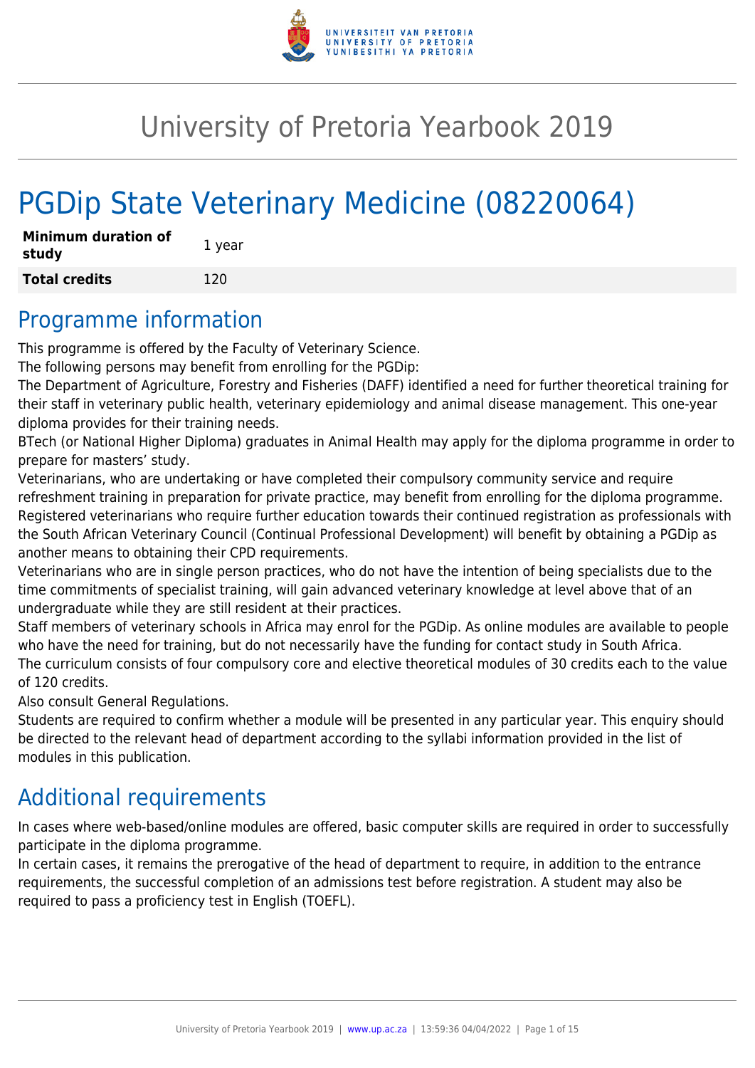# University of Pretoria Yearbook 2019

# PGDip State Veterinary Medicine (08220064)

| **Minimum duration of study** | 1 year |
|---|---|
| **Total credits** | 120 |

## Programme information

This programme is offered by the Faculty of Veterinary Science.

The following persons may benefit from enrolling for the PGDip:

The Department of Agriculture, Forestry and Fisheries (DAFF) identified a need for further theoretical training for their staff in veterinary public health, veterinary epidemiology and animal disease management. This one-year diploma provides for their training needs.

BTech (or National Higher Diploma) graduates in Animal Health may apply for the diploma programme in order to prepare for masters' study.

Veterinarians, who are undertaking or have completed their compulsory community service and require refreshment training in preparation for private practice, may benefit from enrolling for the diploma programme.

Registered veterinarians who require further education towards their continued registration as professionals with the South African Veterinary Council (Continual Professional Development) will benefit by obtaining a PGDip as another means to obtaining their CPD requirements.

Veterinarians who are in single person practices, who do not have the intention of being specialists due to the time commitments of specialist training, will gain advanced veterinary knowledge at level above that of an undergraduate while they are still resident at their practices.

Staff members of veterinary schools in Africa may enrol for the PGDip. As online modules are available to people who have the need for training, but do not necessarily have the funding for contact study in South Africa.

The curriculum consists of four compulsory core and elective theoretical modules of 30 credits each to the value of 120 credits.

Also consult General Regulations.

Students are required to confirm whether a module will be presented in any particular year. This enquiry should be directed to the relevant head of department according to the syllabi information provided in the list of modules in this publication.

## Additional requirements

In cases where web-based/online modules are offered, basic computer skills are required in order to successfully participate in the diploma programme.

In certain cases, it remains the prerogative of the head of department to require, in addition to the entrance requirements, the successful completion of an admissions test before registration. A student may also be required to pass a proficiency test in English (TOEFL).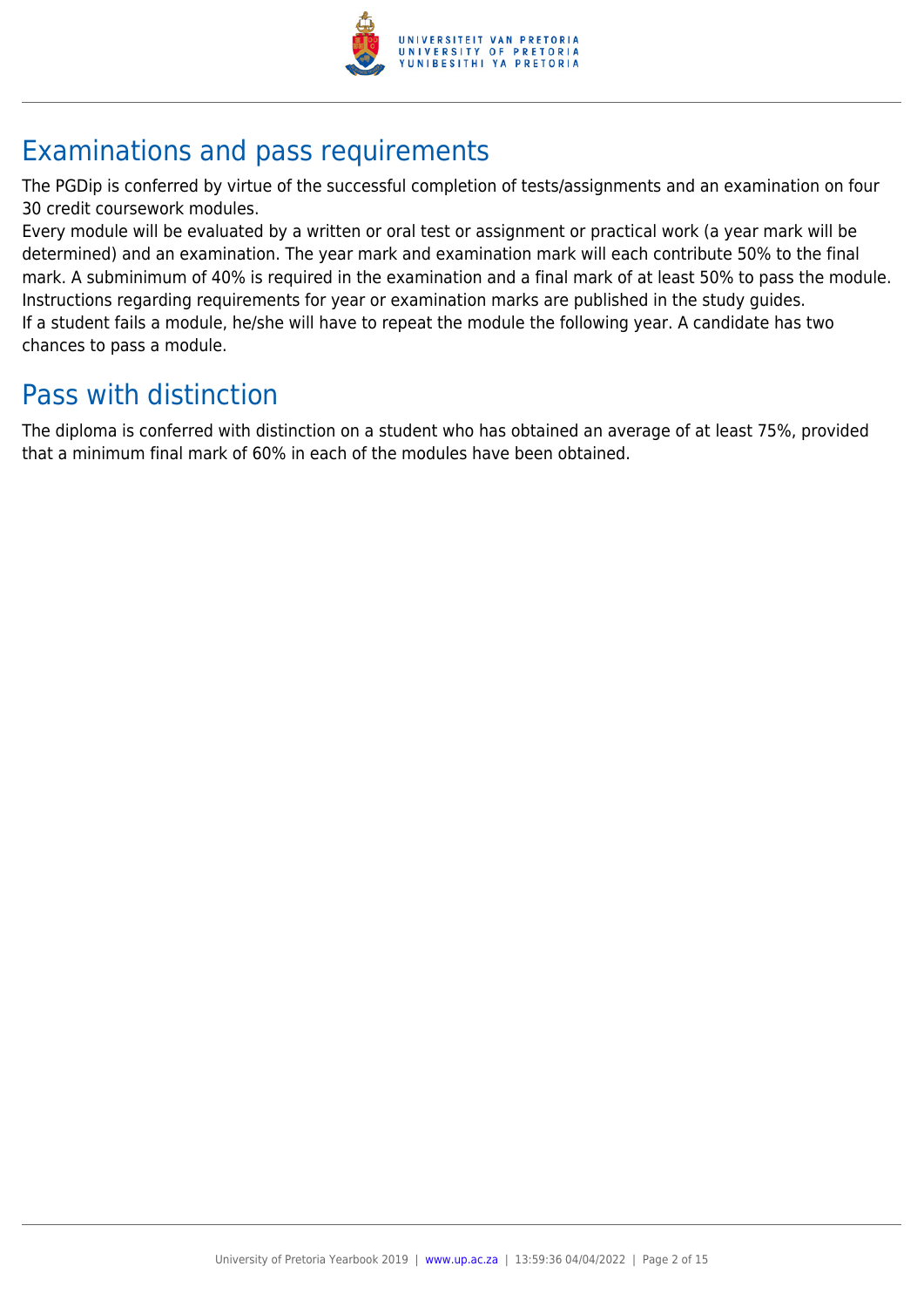## Examinations and pass requirements

The PGDip is conferred by virtue of the successful completion of tests/assignments and an examination on four 30 credit coursework modules.

Every module will be evaluated by a written or oral test or assignment or practical work (a year mark will be determined) and an examination. The year mark and examination mark will each contribute 50% to the final mark. A subminimum of 40% is required in the examination and a final mark of at least 50% to pass the module. Instructions regarding requirements for year or examination marks are published in the study guides.

If a student fails a module, he/she will have to repeat the module the following year. A candidate has two chances to pass a module.

## Pass with distinction

The diploma is conferred with distinction on a student who has obtained an average of at least 75%, provided that a minimum final mark of 60% in each of the modules have been obtained.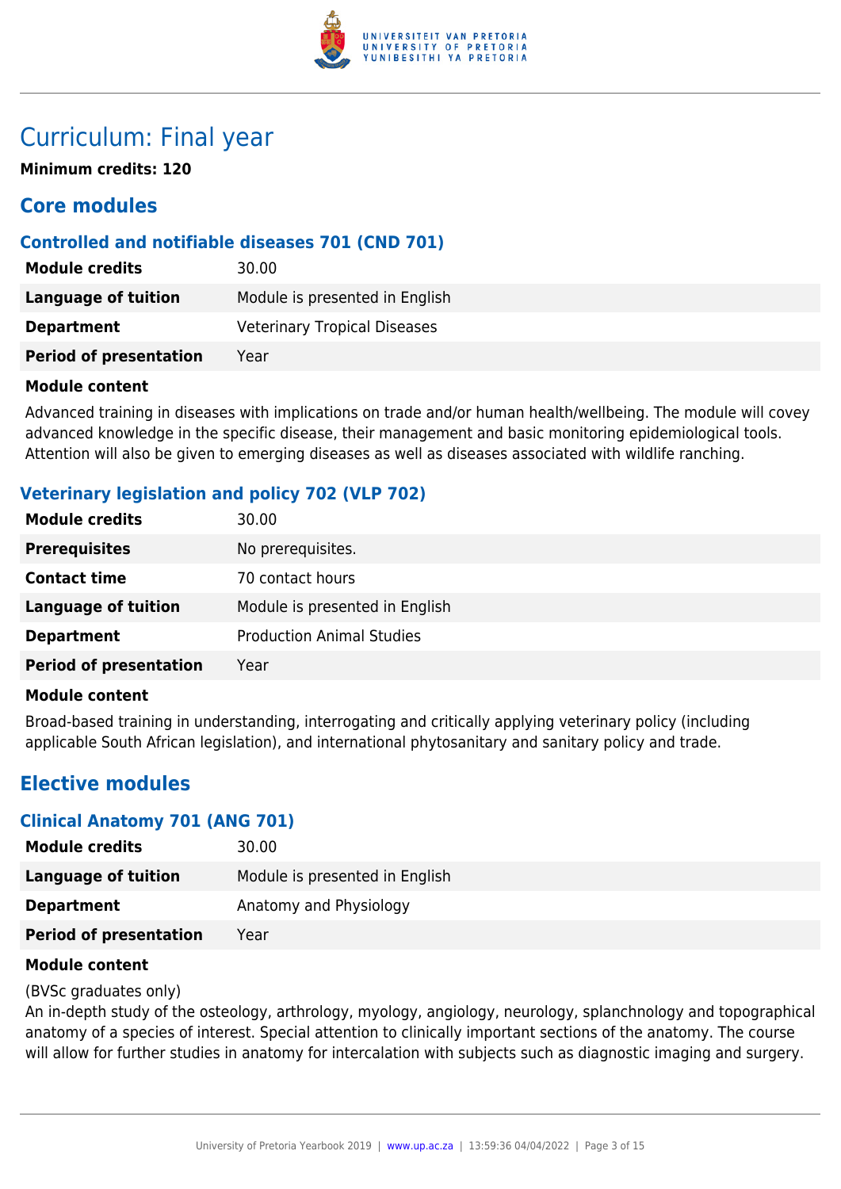# Curriculum: Final year

**Minimum credits: 120**

## Core modules

### Controlled and notifiable diseases 701 (CND 701)

| | |
|---|---|
| **Module credits** | 30.00 |
| **Language of tuition** | Module is presented in English |
| **Department** | Veterinary Tropical Diseases |
| **Period of presentation** | Year |

**Module content**

Advanced training in diseases with implications on trade and/or human health/wellbeing. The module will covey advanced knowledge in the specific disease, their management and basic monitoring epidemiological tools. Attention will also be given to emerging diseases as well as diseases associated with wildlife ranching.

### Veterinary legislation and policy 702 (VLP 702)

| | |
|---|---|
| **Module credits** | 30.00 |
| **Prerequisites** | No prerequisites. |
| **Contact time** | 70 contact hours |
| **Language of tuition** | Module is presented in English |
| **Department** | Production Animal Studies |
| **Period of presentation** | Year |

**Module content**

Broad-based training in understanding, interrogating and critically applying veterinary policy (including applicable South African legislation), and international phytosanitary and sanitary policy and trade.

## Elective modules

### Clinical Anatomy 701 (ANG 701)

| | |
|---|---|
| **Module credits** | 30.00 |
| **Language of tuition** | Module is presented in English |
| **Department** | Anatomy and Physiology |
| **Period of presentation** | Year |

**Module content**

(BVSc graduates only)

An in-depth study of the osteology, arthrology, myology, angiology, neurology, splanchnology and topographical anatomy of a species of interest. Special attention to clinically important sections of the anatomy. The course will allow for further studies in anatomy for intercalation with subjects such as diagnostic imaging and surgery.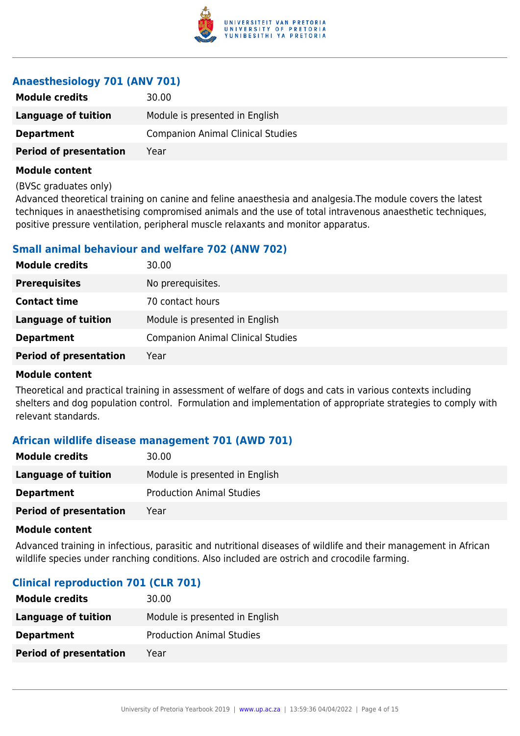### Anaesthesiology 701 (ANV 701)

| | |
|---|---|
| **Module credits** | 30.00 |
| **Language of tuition** | Module is presented in English |
| **Department** | Companion Animal Clinical Studies |
| **Period of presentation** | Year |

**Module content**

(BVSc graduates only)
Advanced theoretical training on canine and feline anaesthesia and analgesia.The module covers the latest techniques in anaesthetising compromised animals and the use of total intravenous anaesthetic techniques, positive pressure ventilation, peripheral muscle relaxants and monitor apparatus.

### Small animal behaviour and welfare 702 (ANW 702)

| | |
|---|---|
| **Module credits** | 30.00 |
| **Prerequisites** | No prerequisites. |
| **Contact time** | 70 contact hours |
| **Language of tuition** | Module is presented in English |
| **Department** | Companion Animal Clinical Studies |
| **Period of presentation** | Year |

**Module content**

Theoretical and practical training in assessment of welfare of dogs and cats in various contexts including shelters and dog population control. Formulation and implementation of appropriate strategies to comply with relevant standards.

### African wildlife disease management 701 (AWD 701)

| | |
|---|---|
| **Module credits** | 30.00 |
| **Language of tuition** | Module is presented in English |
| **Department** | Production Animal Studies |
| **Period of presentation** | Year |

**Module content**

Advanced training in infectious, parasitic and nutritional diseases of wildlife and their management in African wildlife species under ranching conditions. Also included are ostrich and crocodile farming.

### Clinical reproduction 701 (CLR 701)

| | |
|---|---|
| **Module credits** | 30.00 |
| **Language of tuition** | Module is presented in English |
| **Department** | Production Animal Studies |
| **Period of presentation** | Year |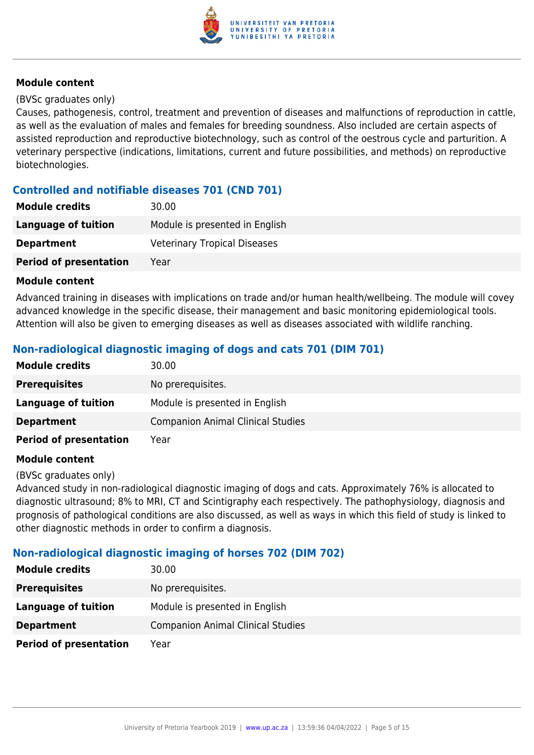#### Module content

(BVSc graduates only)
Causes, pathogenesis, control, treatment and prevention of diseases and malfunctions of reproduction in cattle, as well as the evaluation of males and females for breeding soundness. Also included are certain aspects of assisted reproduction and reproductive biotechnology, such as control of the oestrous cycle and parturition. A veterinary perspective (indications, limitations, current and future possibilities, and methods) on reproductive biotechnologies.

### Controlled and notifiable diseases 701 (CND 701)

| | |
|---|---|
| **Module credits** | 30.00 |
| **Language of tuition** | Module is presented in English |
| **Department** | Veterinary Tropical Diseases |
| **Period of presentation** | Year |

#### Module content

Advanced training in diseases with implications on trade and/or human health/wellbeing. The module will covey advanced knowledge in the specific disease, their management and basic monitoring epidemiological tools. Attention will also be given to emerging diseases as well as diseases associated with wildlife ranching.

### Non-radiological diagnostic imaging of dogs and cats 701 (DIM 701)

| | |
|---|---|
| **Module credits** | 30.00 |
| **Prerequisites** | No prerequisites. |
| **Language of tuition** | Module is presented in English |
| **Department** | Companion Animal Clinical Studies |
| **Period of presentation** | Year |

#### Module content

(BVSc graduates only)
Advanced study in non-radiological diagnostic imaging of dogs and cats. Approximately 76% is allocated to diagnostic ultrasound; 8% to MRI, CT and Scintigraphy each respectively. The pathophysiology, diagnosis and prognosis of pathological conditions are also discussed, as well as ways in which this field of study is linked to other diagnostic methods in order to confirm a diagnosis.

### Non-radiological diagnostic imaging of horses 702 (DIM 702)

| | |
|---|---|
| **Module credits** | 30.00 |
| **Prerequisites** | No prerequisites. |
| **Language of tuition** | Module is presented in English |
| **Department** | Companion Animal Clinical Studies |
| **Period of presentation** | Year |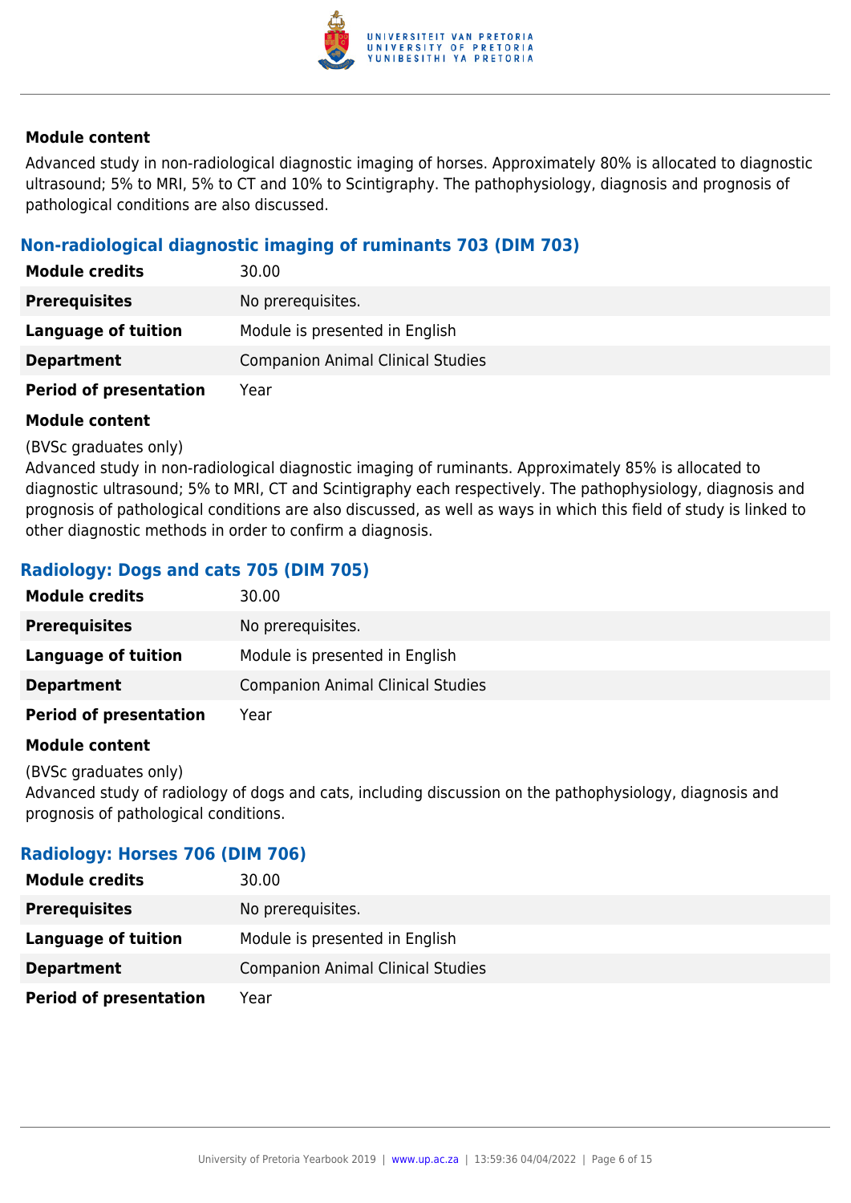**Module content**

Advanced study in non-radiological diagnostic imaging of horses. Approximately 80% is allocated to diagnostic ultrasound; 5% to MRI, 5% to CT and 10% to Scintigraphy. The pathophysiology, diagnosis and prognosis of pathological conditions are also discussed.

### Non-radiological diagnostic imaging of ruminants 703 (DIM 703)

| | |
|---|---|
| **Module credits** | 30.00 |
| **Prerequisites** | No prerequisites. |
| **Language of tuition** | Module is presented in English |
| **Department** | Companion Animal Clinical Studies |
| **Period of presentation** | Year |

**Module content**

(BVSc graduates only)
Advanced study in non-radiological diagnostic imaging of ruminants. Approximately 85% is allocated to diagnostic ultrasound; 5% to MRI, CT and Scintigraphy each respectively. The pathophysiology, diagnosis and prognosis of pathological conditions are also discussed, as well as ways in which this field of study is linked to other diagnostic methods in order to confirm a diagnosis.

### Radiology: Dogs and cats 705 (DIM 705)

| | |
|---|---|
| **Module credits** | 30.00 |
| **Prerequisites** | No prerequisites. |
| **Language of tuition** | Module is presented in English |
| **Department** | Companion Animal Clinical Studies |
| **Period of presentation** | Year |

**Module content**

(BVSc graduates only)
Advanced study of radiology of dogs and cats, including discussion on the pathophysiology, diagnosis and prognosis of pathological conditions.

### Radiology: Horses 706 (DIM 706)

| | |
|---|---|
| **Module credits** | 30.00 |
| **Prerequisites** | No prerequisites. |
| **Language of tuition** | Module is presented in English |
| **Department** | Companion Animal Clinical Studies |
| **Period of presentation** | Year |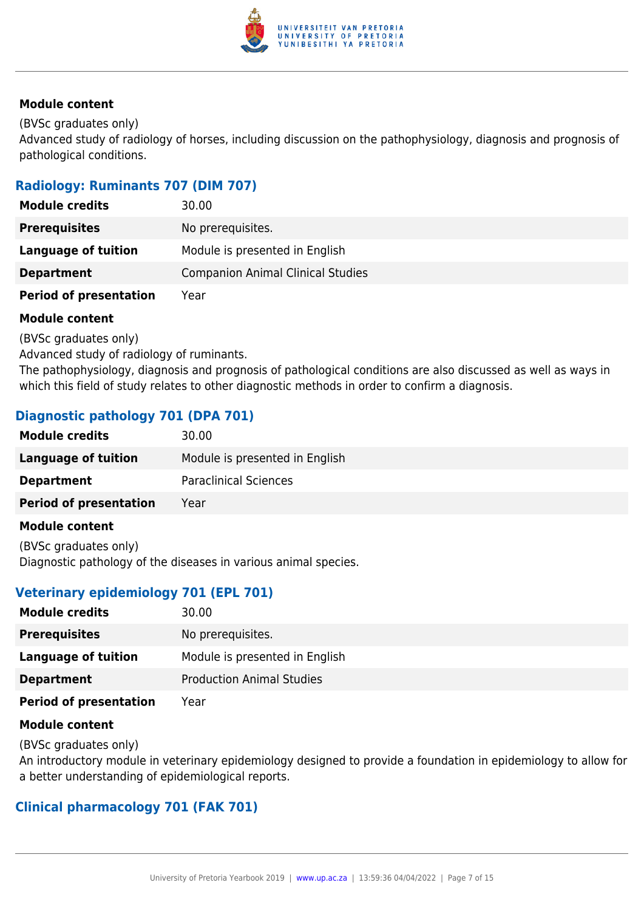#### Module content

(BVSc graduates only)
Advanced study of radiology of horses, including discussion on the pathophysiology, diagnosis and prognosis of pathological conditions.

### Radiology: Ruminants 707 (DIM 707)

| | |
|---|---|
| **Module credits** | 30.00 |
| **Prerequisites** | No prerequisites. |
| **Language of tuition** | Module is presented in English |
| **Department** | Companion Animal Clinical Studies |
| **Period of presentation** | Year |

#### Module content

(BVSc graduates only)
Advanced study of radiology of ruminants.
The pathophysiology, diagnosis and prognosis of pathological conditions are also discussed as well as ways in which this field of study relates to other diagnostic methods in order to confirm a diagnosis.

### Diagnostic pathology 701 (DPA 701)

| | |
|---|---|
| **Module credits** | 30.00 |
| **Language of tuition** | Module is presented in English |
| **Department** | Paraclinical Sciences |
| **Period of presentation** | Year |

#### Module content

(BVSc graduates only)
Diagnostic pathology of the diseases in various animal species.

### Veterinary epidemiology 701 (EPL 701)

| | |
|---|---|
| **Module credits** | 30.00 |
| **Prerequisites** | No prerequisites. |
| **Language of tuition** | Module is presented in English |
| **Department** | Production Animal Studies |
| **Period of presentation** | Year |

#### Module content

(BVSc graduates only)
An introductory module in veterinary epidemiology designed to provide a foundation in epidemiology to allow for a better understanding of epidemiological reports.

### Clinical pharmacology 701 (FAK 701)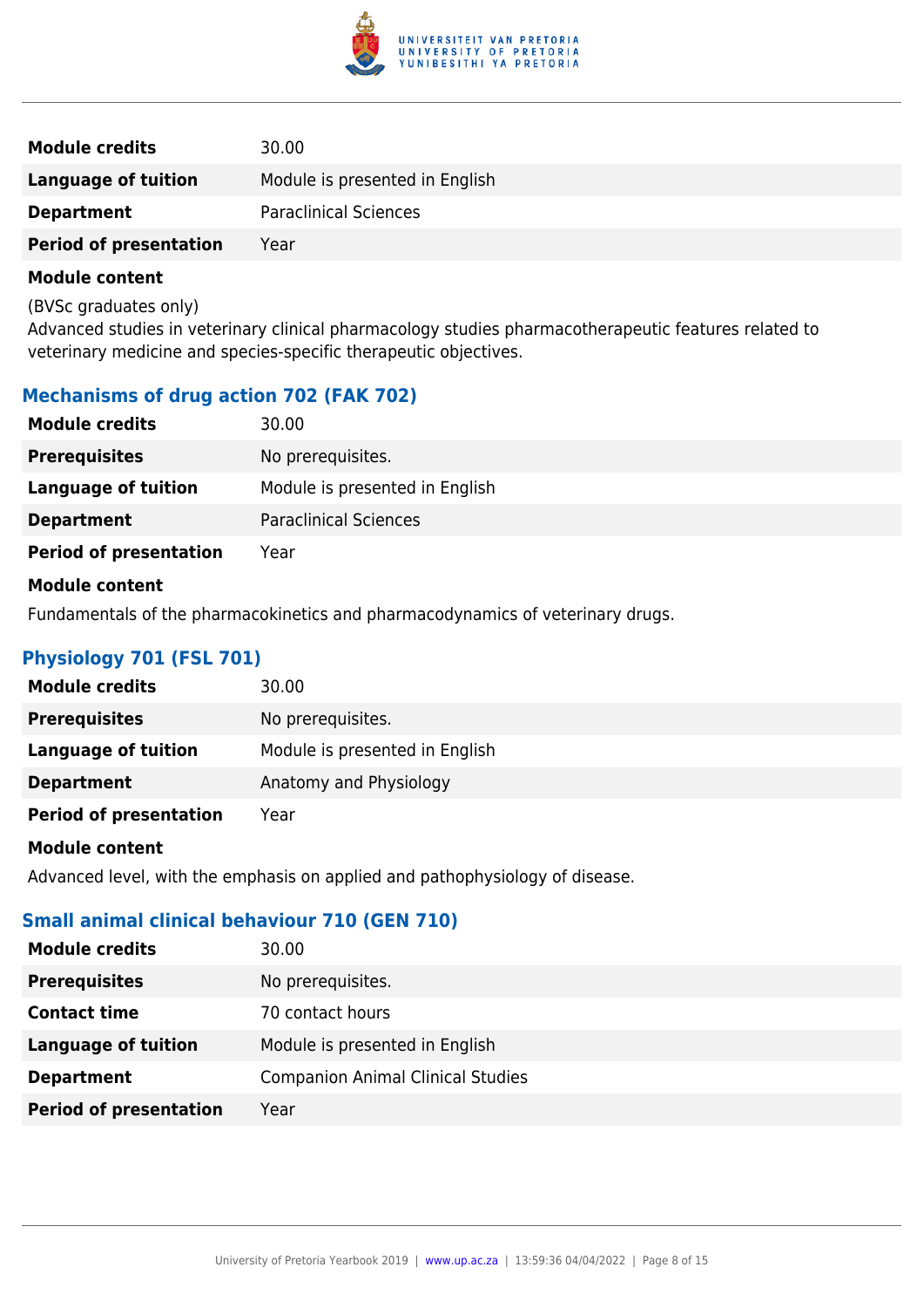| | |
|---|---|
| **Module credits** | 30.00 |
| **Language of tuition** | Module is presented in English |
| **Department** | Paraclinical Sciences |
| **Period of presentation** | Year |

**Module content**

(BVSc graduates only)
Advanced studies in veterinary clinical pharmacology studies pharmacotherapeutic features related to veterinary medicine and species-specific therapeutic objectives.

### Mechanisms of drug action 702 (FAK 702)

| | |
|---|---|
| **Module credits** | 30.00 |
| **Prerequisites** | No prerequisites. |
| **Language of tuition** | Module is presented in English |
| **Department** | Paraclinical Sciences |
| **Period of presentation** | Year |

**Module content**

Fundamentals of the pharmacokinetics and pharmacodynamics of veterinary drugs.

### Physiology 701 (FSL 701)

| | |
|---|---|
| **Module credits** | 30.00 |
| **Prerequisites** | No prerequisites. |
| **Language of tuition** | Module is presented in English |
| **Department** | Anatomy and Physiology |
| **Period of presentation** | Year |

**Module content**

Advanced level, with the emphasis on applied and pathophysiology of disease.

### Small animal clinical behaviour 710 (GEN 710)

| | |
|---|---|
| **Module credits** | 30.00 |
| **Prerequisites** | No prerequisites. |
| **Contact time** | 70 contact hours |
| **Language of tuition** | Module is presented in English |
| **Department** | Companion Animal Clinical Studies |
| **Period of presentation** | Year |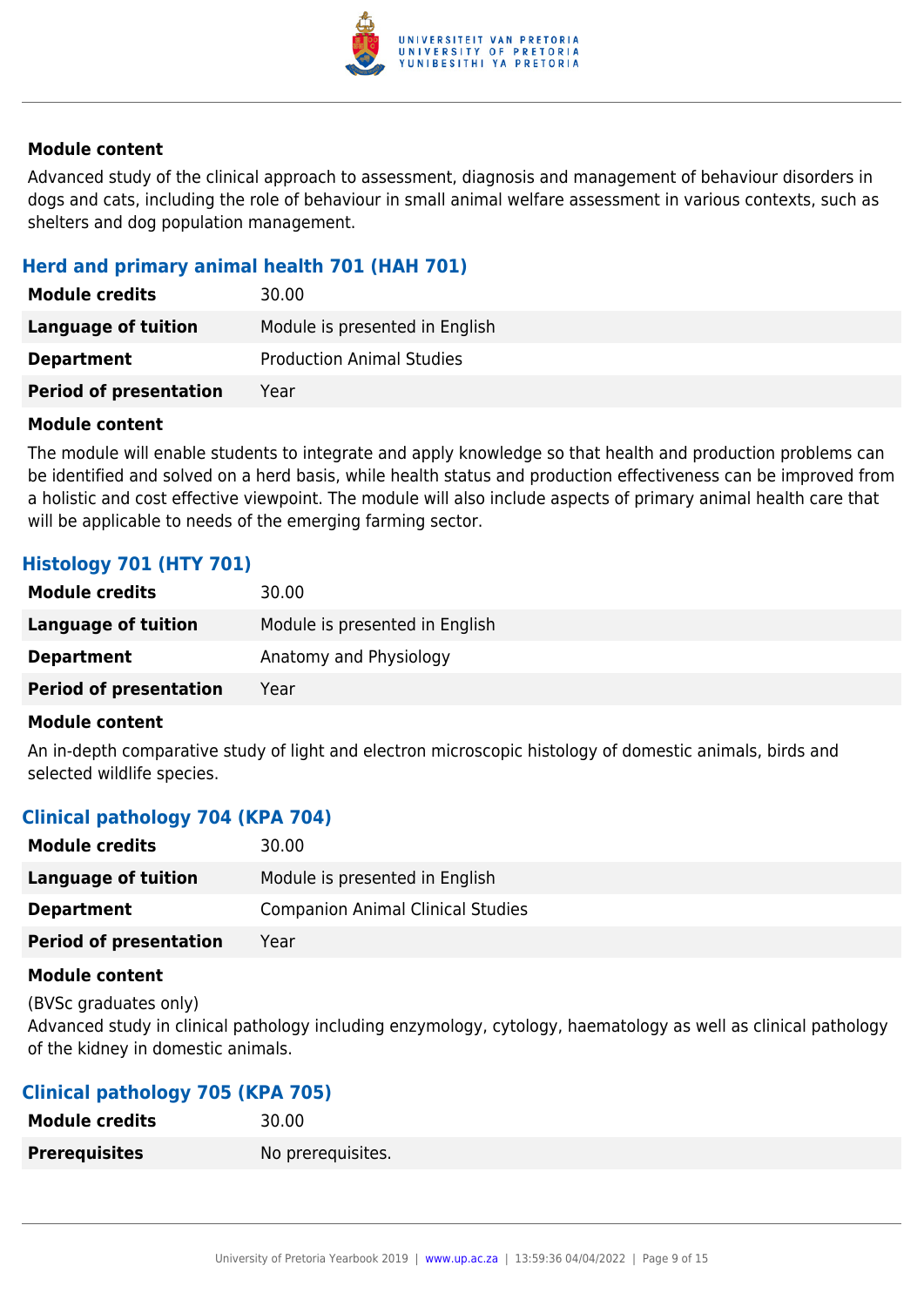**Module content**

Advanced study of the clinical approach to assessment, diagnosis and management of behaviour disorders in dogs and cats, including the role of behaviour in small animal welfare assessment in various contexts, such as shelters and dog population management.

### Herd and primary animal health 701 (HAH 701)

| **Module credits** | 30.00 |
|---|---|
| **Language of tuition** | Module is presented in English |
| **Department** | Production Animal Studies |
| **Period of presentation** | Year |

**Module content**

The module will enable students to integrate and apply knowledge so that health and production problems can be identified and solved on a herd basis, while health status and production effectiveness can be improved from a holistic and cost effective viewpoint. The module will also include aspects of primary animal health care that will be applicable to needs of the emerging farming sector.

### Histology 701 (HTY 701)

| **Module credits** | 30.00 |
|---|---|
| **Language of tuition** | Module is presented in English |
| **Department** | Anatomy and Physiology |
| **Period of presentation** | Year |

**Module content**

An in-depth comparative study of light and electron microscopic histology of domestic animals, birds and selected wildlife species.

### Clinical pathology 704 (KPA 704)

| **Module credits** | 30.00 |
|---|---|
| **Language of tuition** | Module is presented in English |
| **Department** | Companion Animal Clinical Studies |
| **Period of presentation** | Year |

**Module content**

(BVSc graduates only)
Advanced study in clinical pathology including enzymology, cytology, haematology as well as clinical pathology of the kidney in domestic animals.

### Clinical pathology 705 (KPA 705)

| **Module credits** | 30.00 |
|---|---|
| **Prerequisites** | No prerequisites. |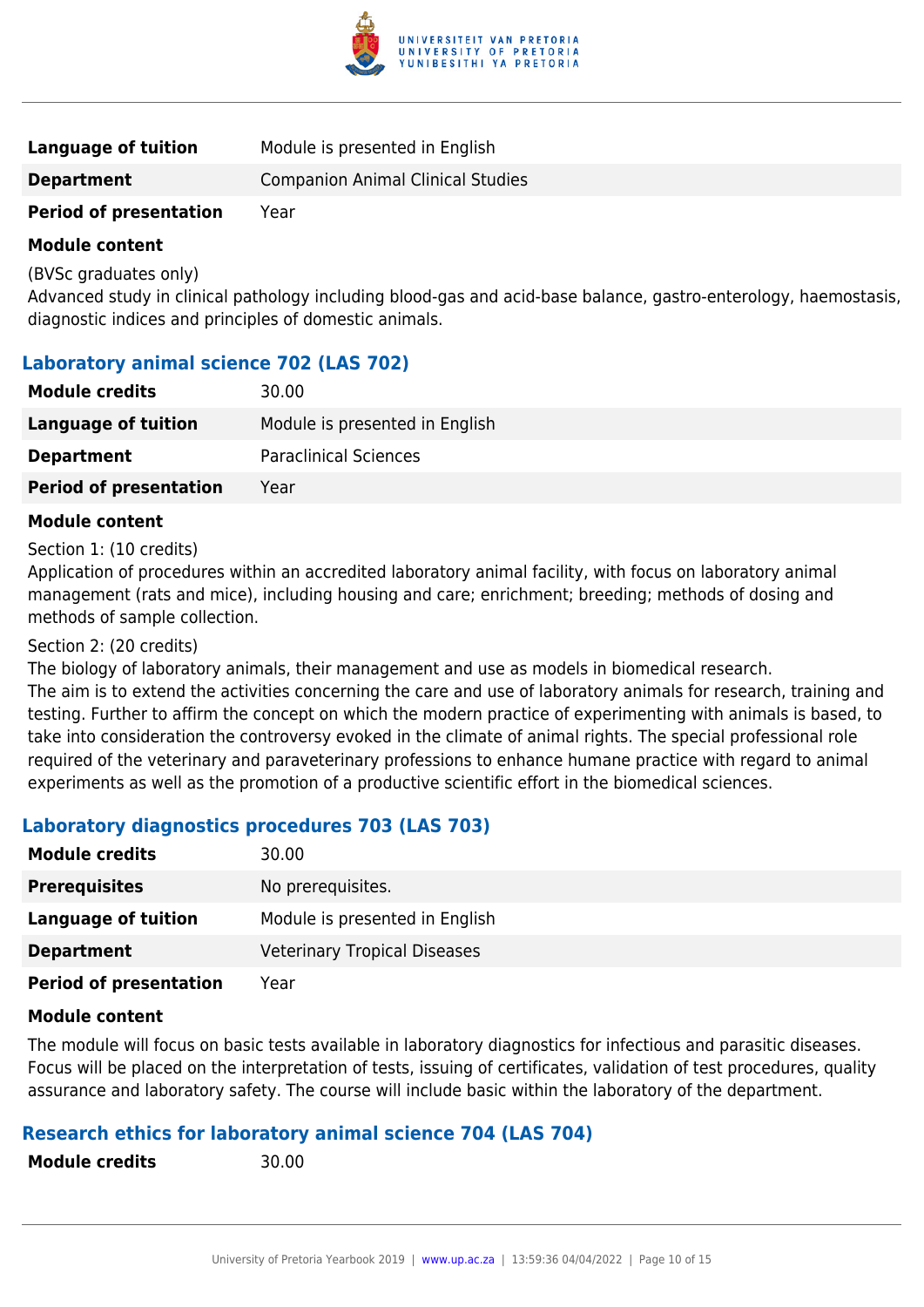| | |
|---|---|
| **Language of tuition** | Module is presented in English |
| **Department** | Companion Animal Clinical Studies |
| **Period of presentation** | Year |

**Module content**

(BVSc graduates only)
Advanced study in clinical pathology including blood-gas and acid-base balance, gastro-enterology, haemostasis, diagnostic indices and principles of domestic animals.

### Laboratory animal science 702 (LAS 702)

| | |
|---|---|
| **Module credits** | 30.00 |
| **Language of tuition** | Module is presented in English |
| **Department** | Paraclinical Sciences |
| **Period of presentation** | Year |

**Module content**

Section 1: (10 credits)
Application of procedures within an accredited laboratory animal facility, with focus on laboratory animal management (rats and mice), including housing and care; enrichment; breeding; methods of dosing and methods of sample collection.

Section 2: (20 credits)
The biology of laboratory animals, their management and use as models in biomedical research.
The aim is to extend the activities concerning the care and use of laboratory animals for research, training and testing. Further to affirm the concept on which the modern practice of experimenting with animals is based, to take into consideration the controversy evoked in the climate of animal rights. The special professional role required of the veterinary and paraveterinary professions to enhance humane practice with regard to animal experiments as well as the promotion of a productive scientific effort in the biomedical sciences.

### Laboratory diagnostics procedures 703 (LAS 703)

| | |
|---|---|
| **Module credits** | 30.00 |
| **Prerequisites** | No prerequisites. |
| **Language of tuition** | Module is presented in English |
| **Department** | Veterinary Tropical Diseases |
| **Period of presentation** | Year |

**Module content**

The module will focus on basic tests available in laboratory diagnostics for infectious and parasitic diseases. Focus will be placed on the interpretation of tests, issuing of certificates, validation of test procedures, quality assurance and laboratory safety. The course will include basic within the laboratory of the department.

### Research ethics for laboratory animal science 704 (LAS 704)

| | |
|---|---|
| **Module credits** | 30.00 |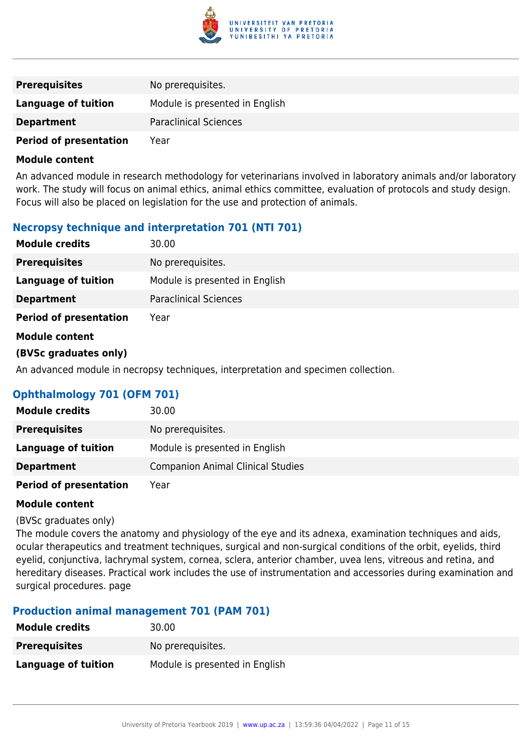| | |
|---|---|
| **Prerequisites** | No prerequisites. |
| **Language of tuition** | Module is presented in English |
| **Department** | Paraclinical Sciences |
| **Period of presentation** | Year |

**Module content**

An advanced module in research methodology for veterinarians involved in laboratory animals and/or laboratory work. The study will focus on animal ethics, animal ethics committee, evaluation of protocols and study design. Focus will also be placed on legislation for the use and protection of animals.

### Necropsy technique and interpretation 701 (NTI 701)

| | |
|---|---|
| **Module credits** | 30.00 |
| **Prerequisites** | No prerequisites. |
| **Language of tuition** | Module is presented in English |
| **Department** | Paraclinical Sciences |
| **Period of presentation** | Year |

**Module content**

**(BVSc graduates only)**

An advanced module in necropsy techniques, interpretation and specimen collection.

### Ophthalmology 701 (OFM 701)

| | |
|---|---|
| **Module credits** | 30.00 |
| **Prerequisites** | No prerequisites. |
| **Language of tuition** | Module is presented in English |
| **Department** | Companion Animal Clinical Studies |
| **Period of presentation** | Year |

**Module content**

(BVSc graduates only)
The module covers the anatomy and physiology of the eye and its adnexa, examination techniques and aids, ocular therapeutics and treatment techniques, surgical and non-surgical conditions of the orbit, eyelids, third eyelid, conjunctiva, lachrymal system, cornea, sclera, anterior chamber, uvea lens, vitreous and retina, and hereditary diseases. Practical work includes the use of instrumentation and accessories during examination and surgical procedures. page

### Production animal management 701 (PAM 701)

| | |
|---|---|
| **Module credits** | 30.00 |
| **Prerequisites** | No prerequisites. |
| **Language of tuition** | Module is presented in English |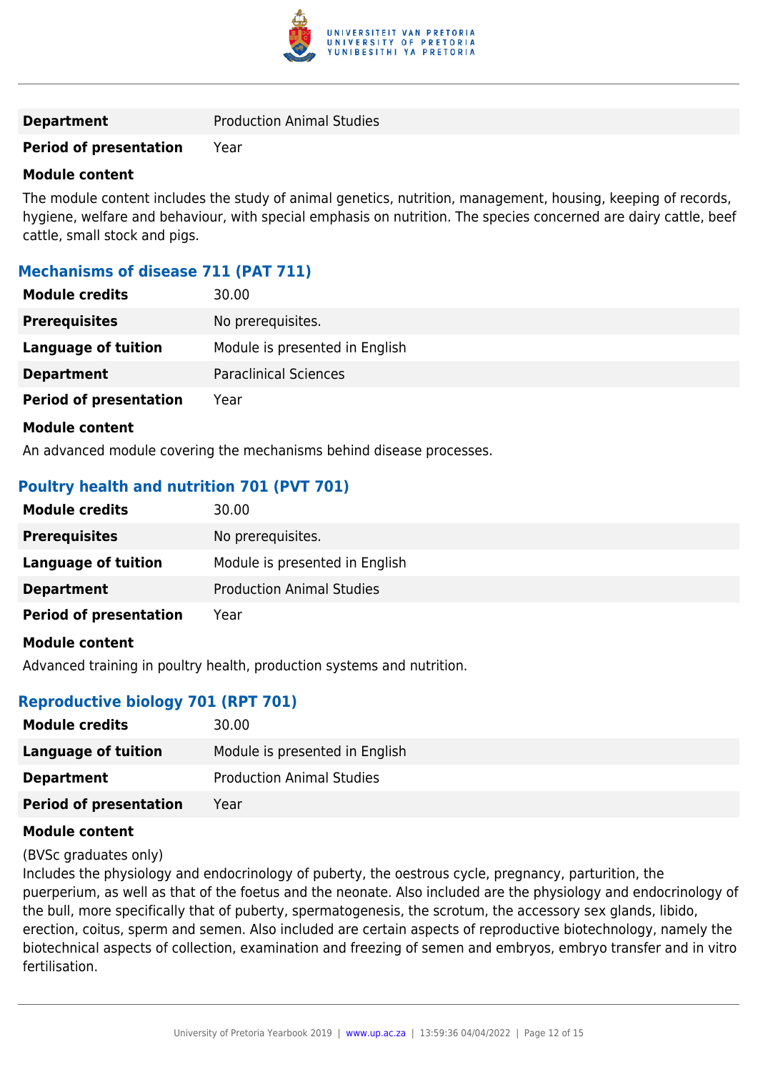| | |
|---|---|
| **Department** | Production Animal Studies |
| **Period of presentation** | Year |

**Module content**

The module content includes the study of animal genetics, nutrition, management, housing, keeping of records, hygiene, welfare and behaviour, with special emphasis on nutrition. The species concerned are dairy cattle, beef cattle, small stock and pigs.

### Mechanisms of disease 711 (PAT 711)

| | |
|---|---|
| **Module credits** | 30.00 |
| **Prerequisites** | No prerequisites. |
| **Language of tuition** | Module is presented in English |
| **Department** | Paraclinical Sciences |
| **Period of presentation** | Year |

**Module content**

An advanced module covering the mechanisms behind disease processes.

### Poultry health and nutrition 701 (PVT 701)

| | |
|---|---|
| **Module credits** | 30.00 |
| **Prerequisites** | No prerequisites. |
| **Language of tuition** | Module is presented in English |
| **Department** | Production Animal Studies |
| **Period of presentation** | Year |

**Module content**

Advanced training in poultry health, production systems and nutrition.

### Reproductive biology 701 (RPT 701)

| | |
|---|---|
| **Module credits** | 30.00 |
| **Language of tuition** | Module is presented in English |
| **Department** | Production Animal Studies |
| **Period of presentation** | Year |

**Module content**

(BVSc graduates only)
Includes the physiology and endocrinology of puberty, the oestrous cycle, pregnancy, parturition, the puerperium, as well as that of the foetus and the neonate. Also included are the physiology and endocrinology of the bull, more specifically that of puberty, spermatogenesis, the scrotum, the accessory sex glands, libido, erection, coitus, sperm and semen. Also included are certain aspects of reproductive biotechnology, namely the biotechnical aspects of collection, examination and freezing of semen and embryos, embryo transfer and in vitro fertilisation.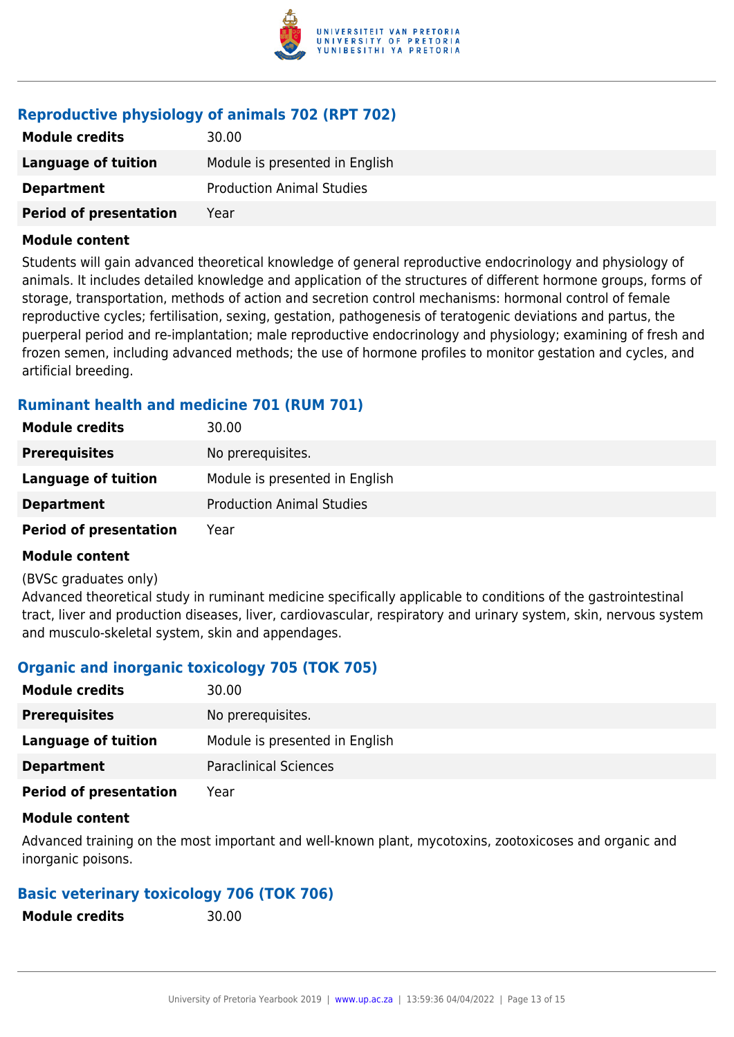### Reproductive physiology of animals 702 (RPT 702)

| | |
|---|---|
| **Module credits** | 30.00 |
| **Language of tuition** | Module is presented in English |
| **Department** | Production Animal Studies |
| **Period of presentation** | Year |

**Module content**

Students will gain advanced theoretical knowledge of general reproductive endocrinology and physiology of animals. It includes detailed knowledge and application of the structures of different hormone groups, forms of storage, transportation, methods of action and secretion control mechanisms: hormonal control of female reproductive cycles; fertilisation, sexing, gestation, pathogenesis of teratogenic deviations and partus, the puerperal period and re-implantation; male reproductive endocrinology and physiology; examining of fresh and frozen semen, including advanced methods; the use of hormone profiles to monitor gestation and cycles, and artificial breeding.

### Ruminant health and medicine 701 (RUM 701)

| | |
|---|---|
| **Module credits** | 30.00 |
| **Prerequisites** | No prerequisites. |
| **Language of tuition** | Module is presented in English |
| **Department** | Production Animal Studies |
| **Period of presentation** | Year |

**Module content**

(BVSc graduates only)
Advanced theoretical study in ruminant medicine specifically applicable to conditions of the gastrointestinal tract, liver and production diseases, liver, cardiovascular, respiratory and urinary system, skin, nervous system and musculo-skeletal system, skin and appendages.

### Organic and inorganic toxicology 705 (TOK 705)

| | |
|---|---|
| **Module credits** | 30.00 |
| **Prerequisites** | No prerequisites. |
| **Language of tuition** | Module is presented in English |
| **Department** | Paraclinical Sciences |
| **Period of presentation** | Year |

**Module content**

Advanced training on the most important and well-known plant, mycotoxins, zootoxicoses and organic and inorganic poisons.

### Basic veterinary toxicology 706 (TOK 706)

| | |
|---|---|
| **Module credits** | 30.00 |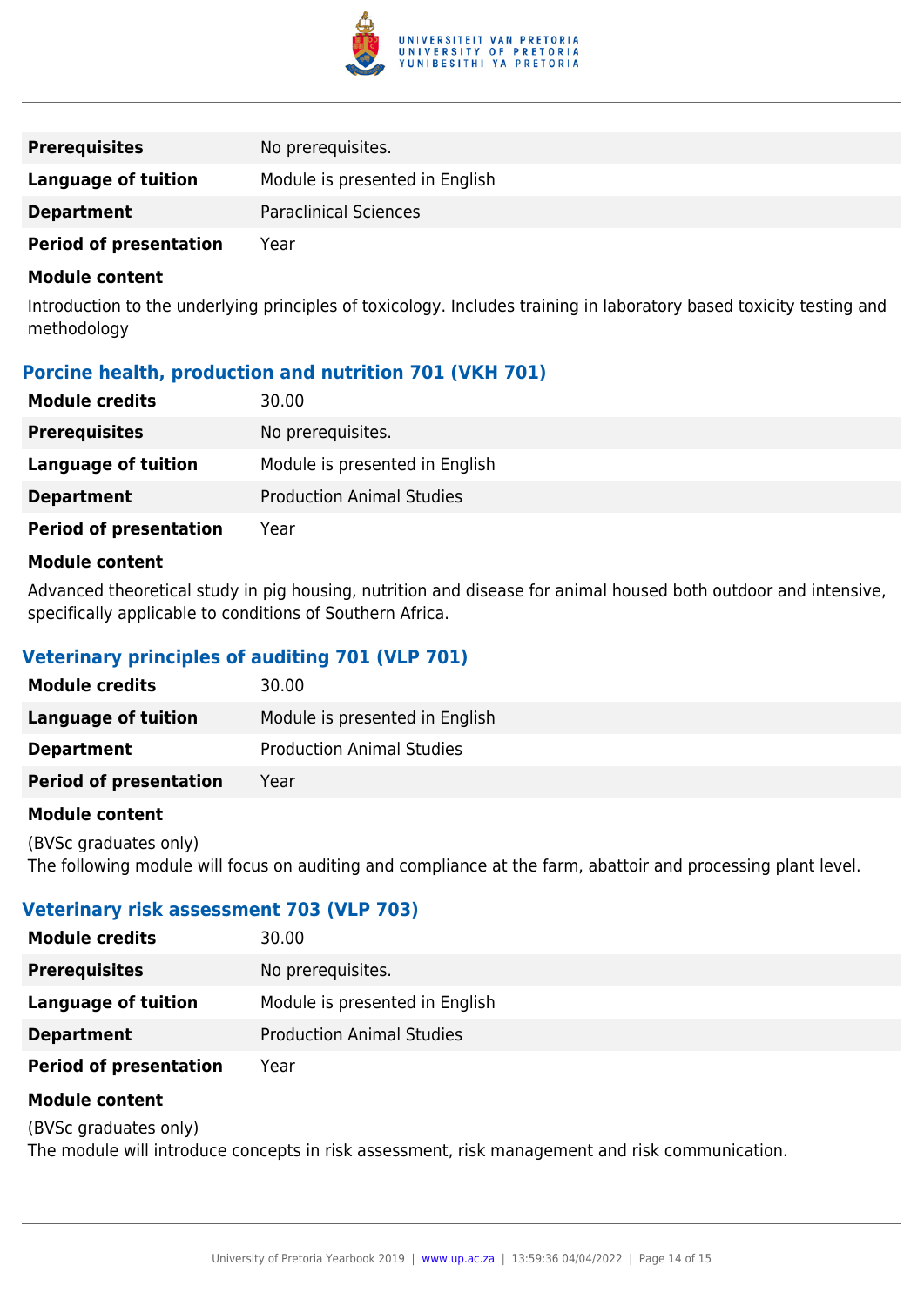| | |
|---|---|
| **Prerequisites** | No prerequisites. |
| **Language of tuition** | Module is presented in English |
| **Department** | Paraclinical Sciences |
| **Period of presentation** | Year |

**Module content**

Introduction to the underlying principles of toxicology. Includes training in laboratory based toxicity testing and methodology

### Porcine health, production and nutrition 701 (VKH 701)

| | |
|---|---|
| **Module credits** | 30.00 |
| **Prerequisites** | No prerequisites. |
| **Language of tuition** | Module is presented in English |
| **Department** | Production Animal Studies |
| **Period of presentation** | Year |

**Module content**

Advanced theoretical study in pig housing, nutrition and disease for animal housed both outdoor and intensive, specifically applicable to conditions of Southern Africa.

### Veterinary principles of auditing 701 (VLP 701)

| | |
|---|---|
| **Module credits** | 30.00 |
| **Language of tuition** | Module is presented in English |
| **Department** | Production Animal Studies |
| **Period of presentation** | Year |

**Module content**

(BVSc graduates only)
The following module will focus on auditing and compliance at the farm, abattoir and processing plant level.

### Veterinary risk assessment 703 (VLP 703)

| | |
|---|---|
| **Module credits** | 30.00 |
| **Prerequisites** | No prerequisites. |
| **Language of tuition** | Module is presented in English |
| **Department** | Production Animal Studies |
| **Period of presentation** | Year |

**Module content**

(BVSc graduates only)
The module will introduce concepts in risk assessment, risk management and risk communication.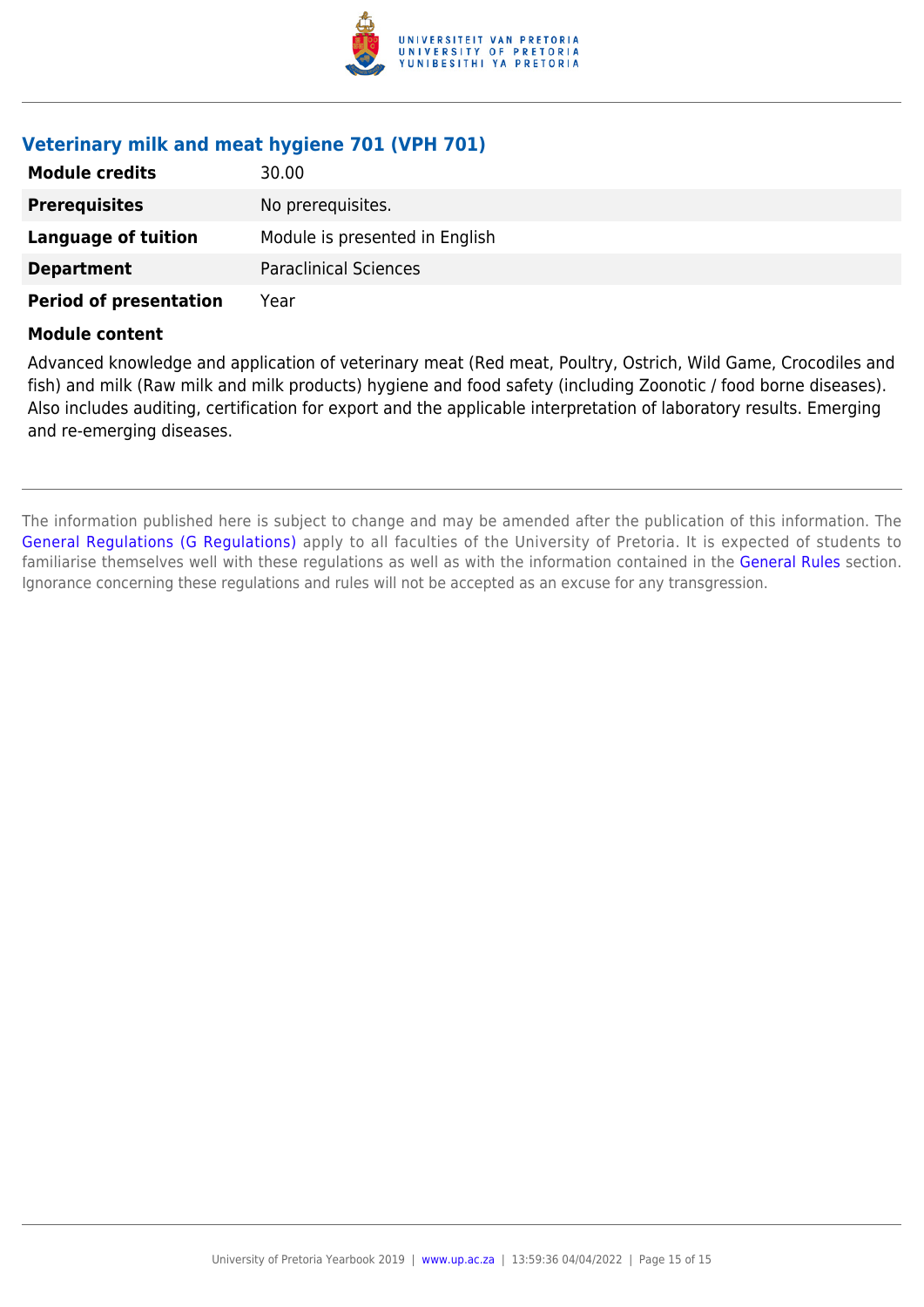### Veterinary milk and meat hygiene 701 (VPH 701)

| | |
|---|---|
| **Module credits** | 30.00 |
| **Prerequisites** | No prerequisites. |
| **Language of tuition** | Module is presented in English |
| **Department** | Paraclinical Sciences |
| **Period of presentation** | Year |

**Module content**

Advanced knowledge and application of veterinary meat (Red meat, Poultry, Ostrich, Wild Game, Crocodiles and fish) and milk (Raw milk and milk products) hygiene and food safety (including Zoonotic / food borne diseases). Also includes auditing, certification for export and the applicable interpretation of laboratory results. Emerging and re-emerging diseases.

---

The information published here is subject to change and may be amended after the publication of this information. The General Regulations (G Regulations) apply to all faculties of the University of Pretoria. It is expected of students to familiarise themselves well with these regulations as well as with the information contained in the General Rules section. Ignorance concerning these regulations and rules will not be accepted as an excuse for any transgression.